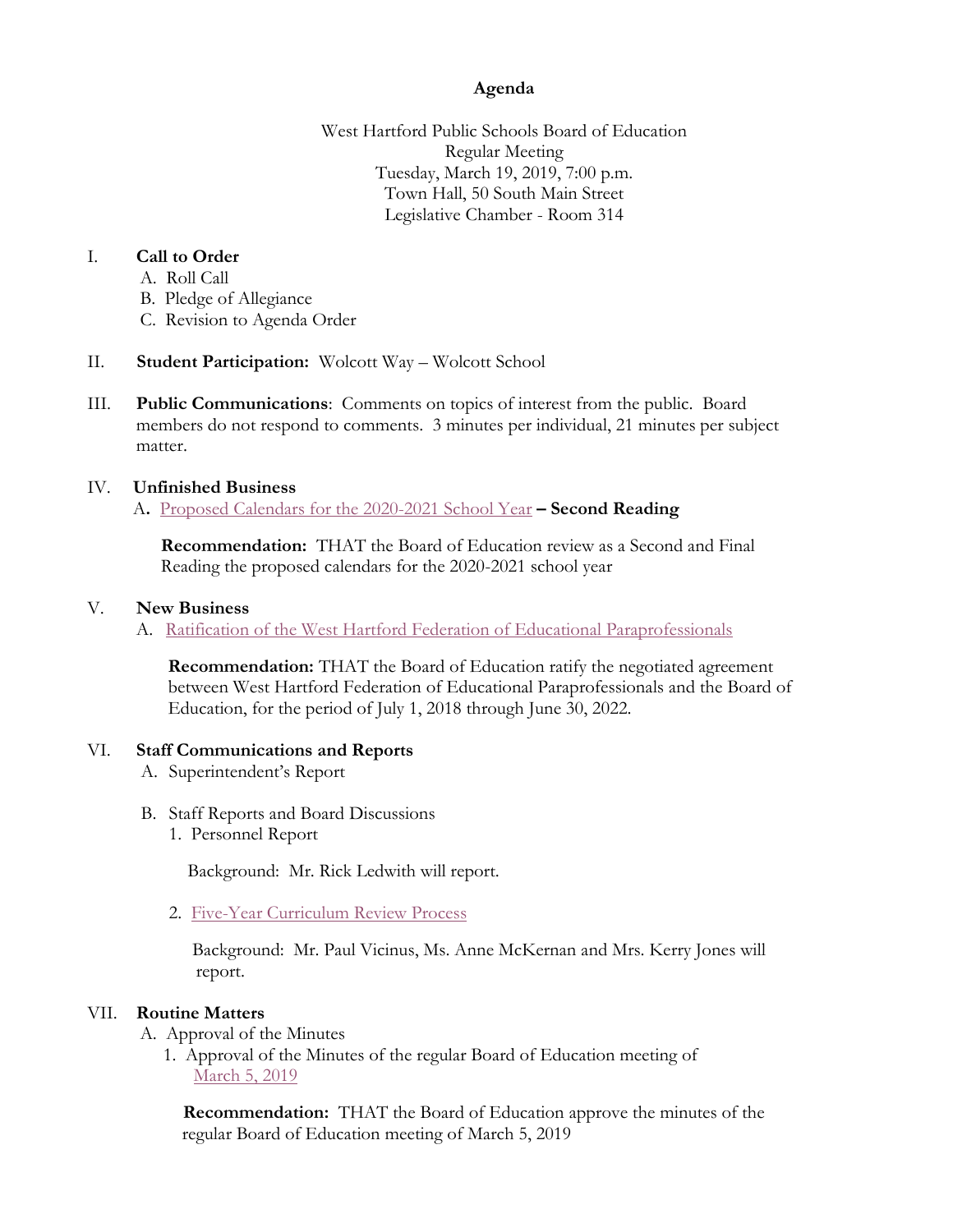# Agenda

West Hartford Public Schools Board of Education
Regular Meeting
Tuesday, March 19, 2019, 7:00 p.m.
Town Hall, 50 South Main Street
Legislative Chamber - Room 314

I. **Call to Order**
   A. Roll Call
   B. Pledge of Allegiance
   C. Revision to Agenda Order

II. **Student Participation:** Wolcott Way – Wolcott School

III. **Public Communications**: Comments on topics of interest from the public. Board members do not respond to comments. 3 minutes per individual, 21 minutes per subject matter.

IV. **Unfinished Business**
   A. Proposed Calendars for the 2020-2021 School Year **– Second Reading**

   **Recommendation:** THAT the Board of Education review as a Second and Final Reading the proposed calendars for the 2020-2021 school year

V. **New Business**
   A. Ratification of the West Hartford Federation of Educational Paraprofessionals

   **Recommendation:** THAT the Board of Education ratify the negotiated agreement between West Hartford Federation of Educational Paraprofessionals and the Board of Education, for the period of July 1, 2018 through June 30, 2022.

VI. **Staff Communications and Reports**
   A. Superintendent's Report

   B. Staff Reports and Board Discussions
      1. Personnel Report

         Background: Mr. Rick Ledwith will report.

      2. Five-Year Curriculum Review Process

         Background: Mr. Paul Vicinus, Ms. Anne McKernan and Mrs. Kerry Jones will report.

VII. **Routine Matters**
   A. Approval of the Minutes
      1. Approval of the Minutes of the regular Board of Education meeting of March 5, 2019

      **Recommendation:** THAT the Board of Education approve the minutes of the regular Board of Education meeting of March 5, 2019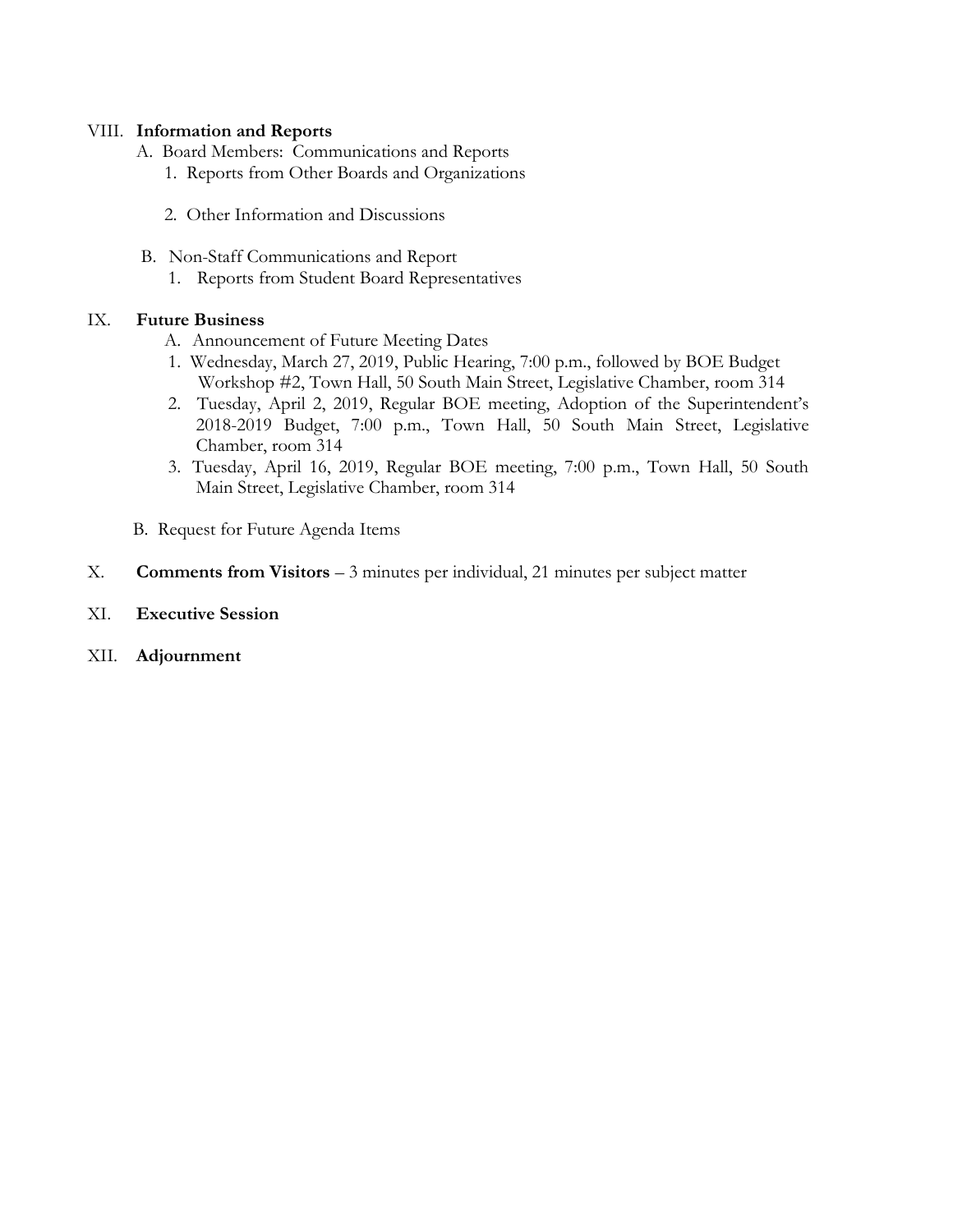VIII. **Information and Reports**

A. Board Members: Communications and Reports

1. Reports from Other Boards and Organizations

2. Other Information and Discussions

B. Non-Staff Communications and Report

1. Reports from Student Board Representatives

IX. **Future Business**

A. Announcement of Future Meeting Dates

1. Wednesday, March 27, 2019, Public Hearing, 7:00 p.m., followed by BOE Budget Workshop #2, Town Hall, 50 South Main Street, Legislative Chamber, room 314
2. Tuesday, April 2, 2019, Regular BOE meeting, Adoption of the Superintendent's 2018-2019 Budget, 7:00 p.m., Town Hall, 50 South Main Street, Legislative Chamber, room 314
3. Tuesday, April 16, 2019, Regular BOE meeting, 7:00 p.m., Town Hall, 50 South Main Street, Legislative Chamber, room 314

B. Request for Future Agenda Items

X. **Comments from Visitors** – 3 minutes per individual, 21 minutes per subject matter

XI. **Executive Session**

XII. **Adjournment**